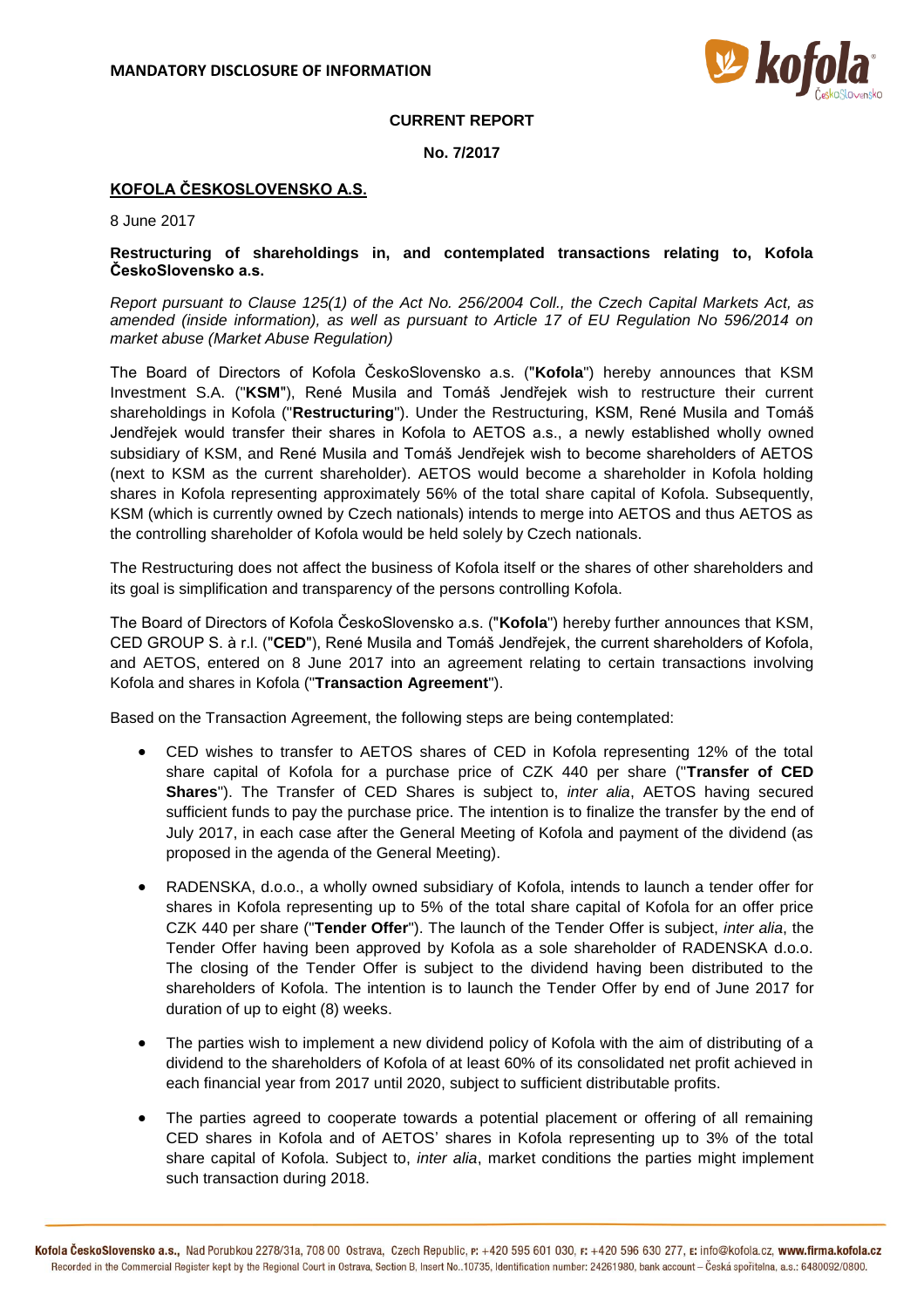**MANDATORY DISCLOSURE OF INFORMATION**

**CURRENT REPORT**

**No. 7/2017**

**KOFOLA ČESKOSLOVENSKO A.S.**

8 June 2017

**Restructuring of shareholdings in, and contemplated transactions relating to, Kofola ČeskoSlovensko a.s.**

*Report pursuant to Clause 125(1) of the Act No. 256/2004 Coll., the Czech Capital Markets Act, as amended (inside information), as well as pursuant to Article 17 of EU Regulation No 596/2014 on market abuse (Market Abuse Regulation)*

The Board of Directors of Kofola ČeskoSlovensko a.s. ("**Kofola**") hereby announces that KSM Investment S.A. ("**KSM**"), René Musila and Tomáš Jendřejek wish to restructure their current shareholdings in Kofola ("**Restructuring**"). Under the Restructuring, KSM, René Musila and Tomáš Jendřejek would transfer their shares in Kofola to AETOS a.s., a newly established wholly owned subsidiary of KSM, and René Musila and Tomáš Jendřejek wish to become shareholders of AETOS (next to KSM as the current shareholder). AETOS would become a shareholder in Kofola holding shares in Kofola representing approximately 56% of the total share capital of Kofola. Subsequently, KSM (which is currently owned by Czech nationals) intends to merge into AETOS and thus AETOS as the controlling shareholder of Kofola would be held solely by Czech nationals.

The Restructuring does not affect the business of Kofola itself or the shares of other shareholders and its goal is simplification and transparency of the persons controlling Kofola.

The Board of Directors of Kofola ČeskoSlovensko a.s. ("**Kofola**") hereby further announces that KSM, CED GROUP S. à r.l. ("**CED**"), René Musila and Tomáš Jendřejek, the current shareholders of Kofola, and AETOS, entered on 8 June 2017 into an agreement relating to certain transactions involving Kofola and shares in Kofola ("**Transaction Agreement**").

Based on the Transaction Agreement, the following steps are being contemplated:

- CED wishes to transfer to AETOS shares of CED in Kofola representing 12% of the total share capital of Kofola for a purchase price of CZK 440 per share ("**Transfer of CED Shares**"). The Transfer of CED Shares is subject to, *inter alia*, AETOS having secured sufficient funds to pay the purchase price. The intention is to finalize the transfer by the end of July 2017, in each case after the General Meeting of Kofola and payment of the dividend (as proposed in the agenda of the General Meeting).
- RADENSKA, d.o.o., a wholly owned subsidiary of Kofola, intends to launch a tender offer for shares in Kofola representing up to 5% of the total share capital of Kofola for an offer price CZK 440 per share ("**Tender Offer**"). The launch of the Tender Offer is subject, *inter alia*, the Tender Offer having been approved by Kofola as a sole shareholder of RADENSKA d.o.o. The closing of the Tender Offer is subject to the dividend having been distributed to the shareholders of Kofola. The intention is to launch the Tender Offer by end of June 2017 for duration of up to eight (8) weeks.
- The parties wish to implement a new dividend policy of Kofola with the aim of distributing of a dividend to the shareholders of Kofola of at least 60% of its consolidated net profit achieved in each financial year from 2017 until 2020, subject to sufficient distributable profits.
- The parties agreed to cooperate towards a potential placement or offering of all remaining CED shares in Kofola and of AETOS' shares in Kofola representing up to 3% of the total share capital of Kofola. Subject to, *inter alia*, market conditions the parties might implement such transaction during 2018.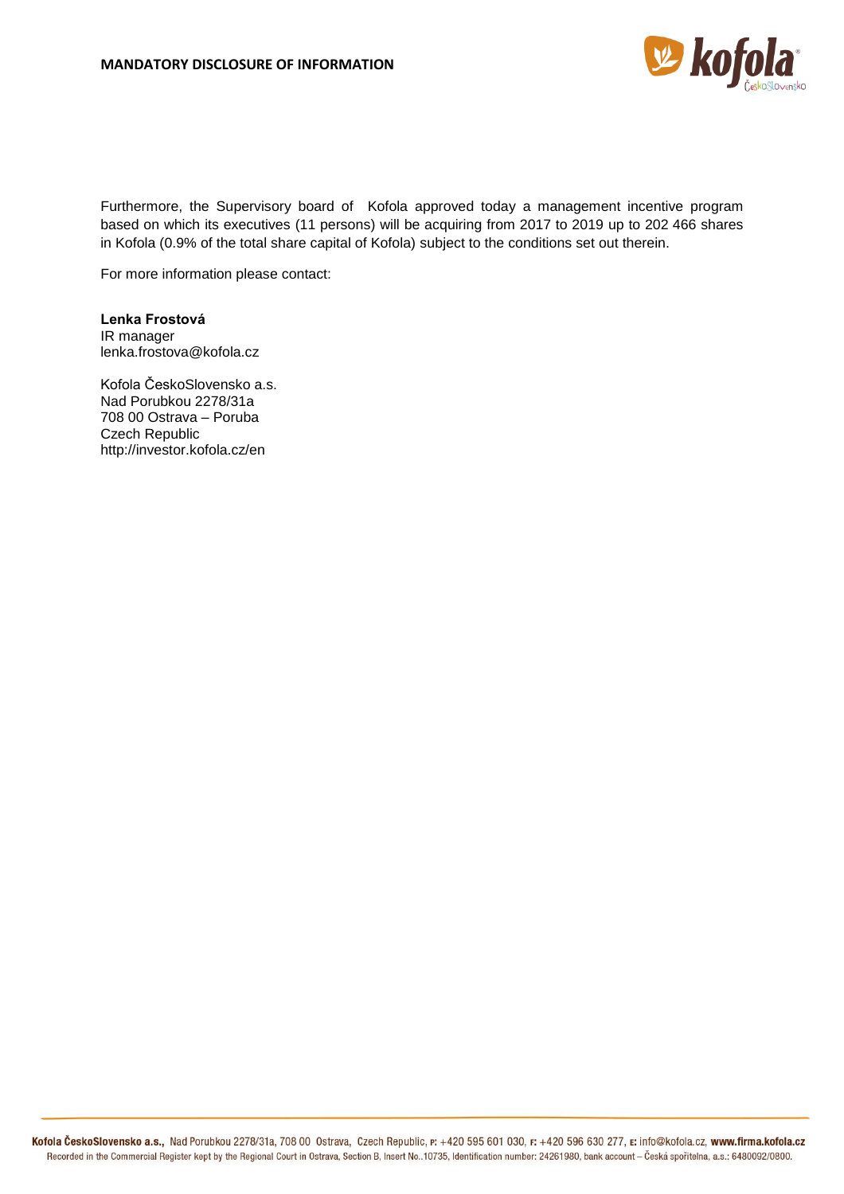Furthermore, the Supervisory board of Kofola approved today a management incentive program based on which its executives (11 persons) will be acquiring from 2017 to 2019 up to 202 466 shares in Kofola (0.9% of the total share capital of Kofola) subject to the conditions set out therein.

For more information please contact:

**Lenka Frostová**
IR manager
lenka.frostova@kofola.cz

Kofola ČeskoSlovensko a.s.
Nad Porubkou 2278/31a
708 00 Ostrava – Poruba
Czech Republic
http://investor.kofola.cz/en